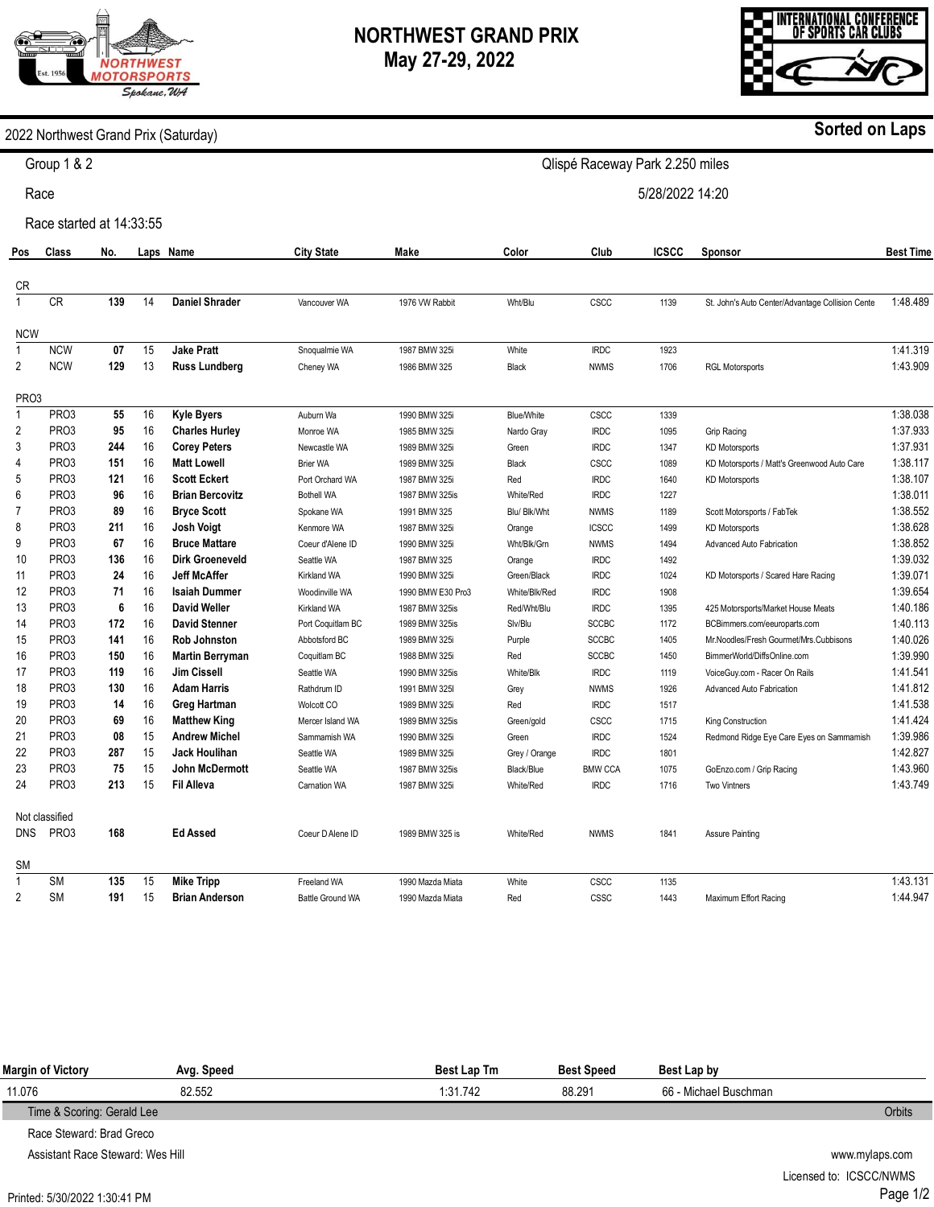# NORTHWEST GRAND PRIX
## May 27-29, 2022

NORTHWEST MOTORSPORTS Est. 1956 Spokane, WA

INTERNATIONAL CONFERENCE OF SPORTS CAR CLUBS

**2022 Northwest Grand Prix (Saturday)** — **Sorted on Laps**

Group 1 & 2 — Qlispé Raceway Park 2.250 miles

Race — 5/28/2022 14:20

Race started at 14:33:55

| Pos | Class | No. | Laps | Name | City State | Make | Color | Club | ICSCC | Sponsor | Best Time |
|---|---|---|---|---|---|---|---|---|---|---|---|
| **CR** | | | | | | | | | | | |
| 1 | CR | **139** | 14 | **Daniel Shrader** | Vancouver WA | 1976 VW Rabbit | Wht/Blu | CSCC | 1139 | St. John's Auto Center/Advantage Collision Cente | 1:48.489 |
| **NCW** | | | | | | | | | | | |
| 1 | NCW | **07** | 15 | **Jake Pratt** | Snoqualmie WA | 1987 BMW 325i | White | IRDC | 1923 | | 1:41.319 |
| 2 | NCW | **129** | 13 | **Russ Lundberg** | Cheney WA | 1986 BMW 325 | Black | NWMS | 1706 | RGL Motorsports | 1:43.909 |
| **PRO3** | | | | | | | | | | | |
| 1 | PRO3 | **55** | 16 | **Kyle Byers** | Auburn Wa | 1990 BMW 325i | Blue/White | CSCC | 1339 | | 1:38.038 |
| 2 | PRO3 | **95** | 16 | **Charles Hurley** | Monroe WA | 1985 BMW 325i | Nardo Gray | IRDC | 1095 | Grip Racing | 1:37.933 |
| 3 | PRO3 | **244** | 16 | **Corey Peters** | Newcastle WA | 1989 BMW 325i | Green | IRDC | 1347 | KD Motorsports | 1:37.931 |
| 4 | PRO3 | **151** | 16 | **Matt Lowell** | Brier WA | 1989 BMW 325i | Black | CSCC | 1089 | KD Motorsports / Matt's Greenwood Auto Care | 1:38.117 |
| 5 | PRO3 | **121** | 16 | **Scott Eckert** | Port Orchard WA | 1987 BMW 325i | Red | IRDC | 1640 | KD Motorsports | 1:38.107 |
| 6 | PRO3 | **96** | 16 | **Brian Bercovitz** | Bothell WA | 1987 BMW 325is | White/Red | IRDC | 1227 | | 1:38.011 |
| 7 | PRO3 | **89** | 16 | **Bryce Scott** | Spokane WA | 1991 BMW 325 | Blu/ Blk/Wht | NWMS | 1189 | Scott Motorsports / FabTek | 1:38.552 |
| 8 | PRO3 | **211** | 16 | **Josh Voigt** | Kenmore WA | 1987 BMW 325i | Orange | ICSCC | 1499 | KD Motorsports | 1:38.628 |
| 9 | PRO3 | **67** | 16 | **Bruce Mattare** | Coeur d'Alene ID | 1990 BMW 325i | Wht/Blk/Grn | NWMS | 1494 | Advanced Auto Fabrication | 1:38.852 |
| 10 | PRO3 | **136** | 16 | **Dirk Groeneveld** | Seattle WA | 1987 BMW 325 | Orange | IRDC | 1492 | | 1:39.032 |
| 11 | PRO3 | **24** | 16 | **Jeff McAffer** | Kirkland WA | 1990 BMW 325i | Green/Black | IRDC | 1024 | KD Motorsports / Scared Hare Racing | 1:39.071 |
| 12 | PRO3 | **71** | 16 | **Isaiah Dummer** | Woodinville WA | 1990 BMW E30 Pro3 | White/Blk/Red | IRDC | 1908 | | 1:39.654 |
| 13 | PRO3 | **6** | 16 | **David Weller** | Kirkland WA | 1987 BMW 325is | Red/Wht/Blu | IRDC | 1395 | 425 Motorsports/Market House Meats | 1:40.186 |
| 14 | PRO3 | **172** | 16 | **David Stenner** | Port Coquitlam BC | 1989 BMW 325is | Slv/Blu | SCCBC | 1172 | BCBimmers.com/eeuroparts.com | 1:40.113 |
| 15 | PRO3 | **141** | 16 | **Rob Johnston** | Abbotsford BC | 1989 BMW 325i | Purple | SCCBC | 1405 | Mr.Noodles/Fresh Gourmet/Mrs.Cubbisons | 1:40.026 |
| 16 | PRO3 | **150** | 16 | **Martin Berryman** | Coquitlam BC | 1988 BMW 325i | Red | SCCBC | 1450 | BimmerWorld/DiffsOnline.com | 1:39.990 |
| 17 | PRO3 | **119** | 16 | **Jim Cissell** | Seattle WA | 1990 BMW 325is | White/Blk | IRDC | 1119 | VoiceGuy.com - Racer On Rails | 1:41.541 |
| 18 | PRO3 | **130** | 16 | **Adam Harris** | Rathdrum ID | 1991 BMW 325I | Grey | NWMS | 1926 | Advanced Auto Fabrication | 1:41.812 |
| 19 | PRO3 | **14** | 16 | **Greg Hartman** | Wolcott CO | 1989 BMW 325i | Red | IRDC | 1517 | | 1:41.538 |
| 20 | PRO3 | **69** | 16 | **Matthew King** | Mercer Island WA | 1989 BMW 325is | Green/gold | CSCC | 1715 | King Construction | 1:41.424 |
| 21 | PRO3 | **08** | 15 | **Andrew Michel** | Sammamish WA | 1990 BMW 325i | Green | IRDC | 1524 | Redmond Ridge Eye Care Eyes on Sammamish | 1:39.986 |
| 22 | PRO3 | **287** | 15 | **Jack Houlihan** | Seattle WA | 1989 BMW 325i | Grey / Orange | IRDC | 1801 | | 1:42.827 |
| 23 | PRO3 | **75** | 15 | **John McDermott** | Seattle WA | 1987 BMW 325is | Black/Blue | BMW CCA | 1075 | GoEnzo.com / Grip Racing | 1:43.960 |
| 24 | PRO3 | **213** | 15 | **Fil Alleva** | Carnation WA | 1987 BMW 325i | White/Red | IRDC | 1716 | Two Vintners | 1:43.749 |
| **Not classified** | | | | | | | | | | | |
| DNS | PRO3 | **168** | | **Ed Assed** | Coeur D Alene ID | 1989 BMW 325 is | White/Red | NWMS | 1841 | Assure Painting | |
| **SM** | | | | | | | | | | | |
| 1 | SM | **135** | 15 | **Mike Tripp** | Freeland WA | 1990 Mazda Miata | White | CSCC | 1135 | | 1:43.131 |
| 2 | SM | **191** | 15 | **Brian Anderson** | Battle Ground WA | 1990 Mazda Miata | Red | CSSC | 1443 | Maximum Effort Racing | 1:44.947 |

| Margin of Victory | Avg. Speed | Best Lap Tm | Best Speed | Best Lap by |
|---|---|---|---|---|
| 11.076 | 82.552 | 1:31.742 | 88.291 | 66 - Michael Buschman |

Time & Scoring: Gerald Lee — Orbits

Race Steward: Brad Greco

Assistant Race Steward: Wes Hill

www.mylaps.com

Licensed to: ICSCC/NWMS

Printed: 5/30/2022 1:30:41 PM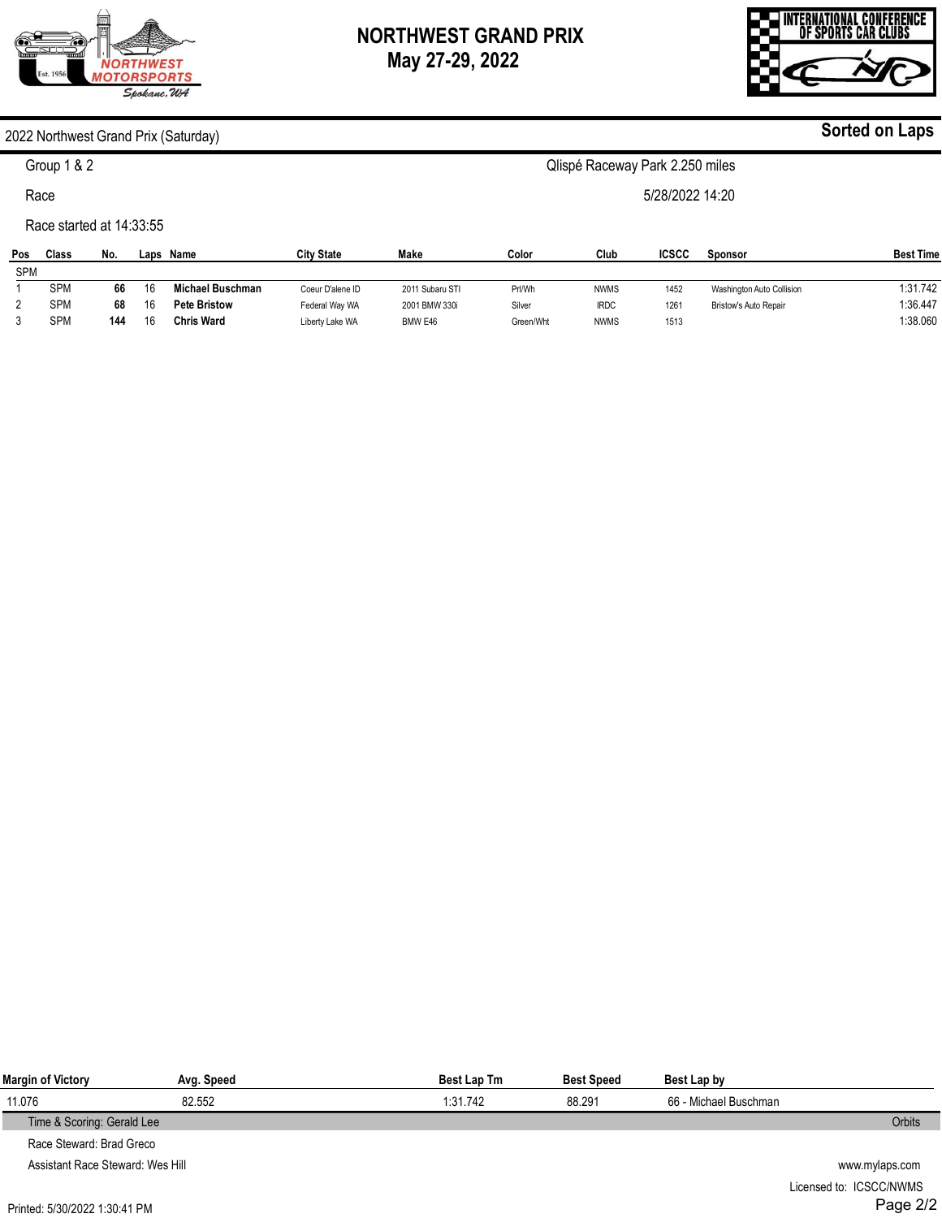# NORTHWEST GRAND PRIX
## May 27-29, 2022

2022 Northwest Grand Prix (Saturday) — **Sorted on Laps**

Group 1 & 2 — Qlispé Raceway Park 2.250 miles

Race — 5/28/2022 14:20

Race started at 14:33:55

| Pos | Class | No. | Laps | Name | City State | Make | Color | Club | ICSCC | Sponsor | Best Time |
|---|---|---|---|---|---|---|---|---|---|---|---|
| SPM | | | | | | | | | | | |
| 1 | SPM | **66** | 16 | **Michael Buschman** | Coeur D'alene ID | 2011 Subaru STI | Prl/Wh | NWMS | 1452 | Washington Auto Collision | 1:31.742 |
| 2 | SPM | **68** | 16 | **Pete Bristow** | Federal Way WA | 2001 BMW 330i | Silver | IRDC | 1261 | Bristow's Auto Repair | 1:36.447 |
| 3 | SPM | **144** | 16 | **Chris Ward** | Liberty Lake WA | BMW E46 | Green/Wht | NWMS | 1513 | | 1:38.060 |

| Margin of Victory | Avg. Speed | Best Lap Tm | Best Speed | Best Lap by |
|---|---|---|---|---|
| 11.076 | 82.552 | 1:31.742 | 88.291 | 66 - Michael Buschman |

Time & Scoring: Gerald Lee — Orbits

Race Steward: Brad Greco

Assistant Race Steward: Wes Hill

www.mylaps.com

Licensed to: ICSCC/NWMS

Printed: 5/30/2022 1:30:41 PM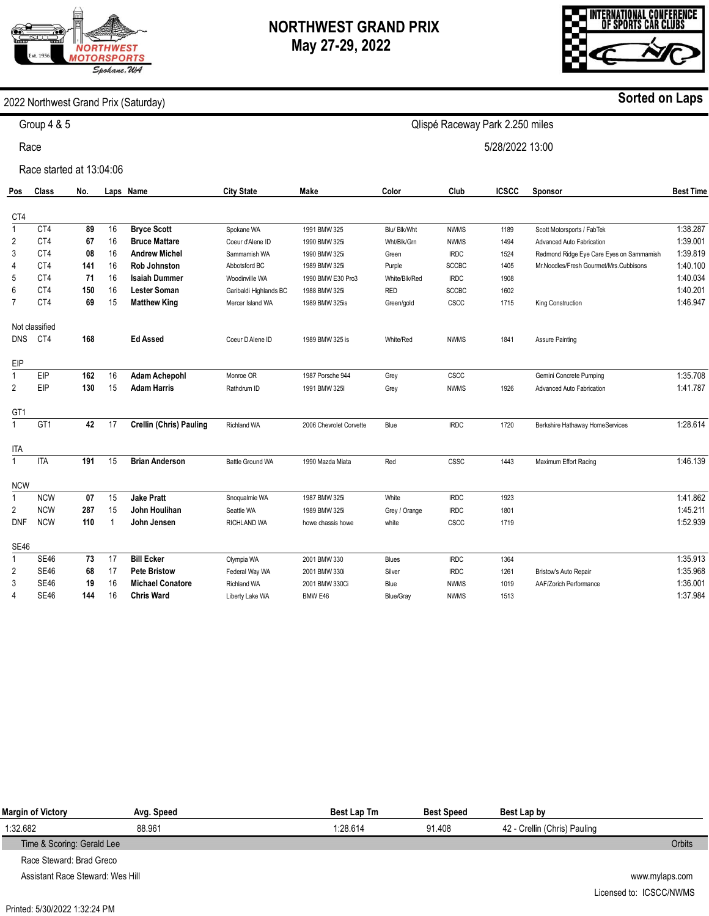# NORTHWEST GRAND PRIX
## May 27-29, 2022

2022 Northwest Grand Prix (Saturday) — Sorted on Laps

Group 4 & 5 — Qlispé Raceway Park 2.250 miles

Race — 5/28/2022 13:00

Race started at 13:04:06

| Pos | Class | No. | Laps | Name | City State | Make | Color | Club | ICSCC | Sponsor | Best Time |
|---|---|---|---|---|---|---|---|---|---|---|---|
| **CT4** | | | | | | | | | | | |
| 1 | CT4 | **89** | 16 | **Bryce Scott** | Spokane WA | 1991 BMW 325 | Blu/ Blk/Wht | NWMS | 1189 | Scott Motorsports / FabTek | 1:38.287 |
| 2 | CT4 | **67** | 16 | **Bruce Mattare** | Coeur d'Alene ID | 1990 BMW 325i | Wht/Blk/Grn | NWMS | 1494 | Advanced Auto Fabrication | 1:39.001 |
| 3 | CT4 | **08** | 16 | **Andrew Michel** | Sammamish WA | 1990 BMW 325i | Green | IRDC | 1524 | Redmond Ridge Eye Care Eyes on Sammamish | 1:39.819 |
| 4 | CT4 | **141** | 16 | **Rob Johnston** | Abbotsford BC | 1989 BMW 325i | Purple | SCCBC | 1405 | Mr.Noodles/Fresh Gourmet/Mrs.Cubbisons | 1:40.100 |
| 5 | CT4 | **71** | 16 | **Isaiah Dummer** | Woodinville WA | 1990 BMW E30 Pro3 | White/Blk/Red | IRDC | 1908 | | 1:40.034 |
| 6 | CT4 | **150** | 16 | **Lester Soman** | Garibaldi Highlands BC | 1988 BMW 325i | RED | SCCBC | 1602 | | 1:40.201 |
| 7 | CT4 | **69** | 15 | **Matthew King** | Mercer Island WA | 1989 BMW 325is | Green/gold | CSCC | 1715 | King Construction | 1:46.947 |
| Not classified | | | | | | | | | | | |
| DNS | CT4 | **168** | | **Ed Assed** | Coeur D Alene ID | 1989 BMW 325 is | White/Red | NWMS | 1841 | Assure Painting | |
| **EIP** | | | | | | | | | | | |
| 1 | EIP | **162** | 16 | **Adam Achepohl** | Monroe OR | 1987 Porsche 944 | Grey | CSCC | | Gemini Concrete Pumping | 1:35.708 |
| 2 | EIP | **130** | 15 | **Adam Harris** | Rathdrum ID | 1991 BMW 325I | Grey | NWMS | 1926 | Advanced Auto Fabrication | 1:41.787 |
| **GT1** | | | | | | | | | | | |
| 1 | GT1 | **42** | 17 | **Crellin (Chris) Pauling** | Richland WA | 2006 Chevrolet Corvette | Blue | IRDC | 1720 | Berkshire Hathaway HomeServices | 1:28.614 |
| **ITA** | | | | | | | | | | | |
| 1 | ITA | **191** | 15 | **Brian Anderson** | Battle Ground WA | 1990 Mazda Miata | Red | CSSC | 1443 | Maximum Effort Racing | 1:46.139 |
| **NCW** | | | | | | | | | | | |
| 1 | NCW | **07** | 15 | **Jake Pratt** | Snoqualmie WA | 1987 BMW 325i | White | IRDC | 1923 | | 1:41.862 |
| 2 | NCW | **287** | 15 | **John Houlihan** | Seattle WA | 1989 BMW 325i | Grey / Orange | IRDC | 1801 | | 1:45.211 |
| DNF | NCW | **110** | 1 | **John Jensen** | RICHLAND WA | howe chassis howe | white | CSCC | 1719 | | 1:52.939 |
| **SE46** | | | | | | | | | | | |
| 1 | SE46 | **73** | 17 | **Bill Ecker** | Olympia WA | 2001 BMW 330 | Blues | IRDC | 1364 | | 1:35.913 |
| 2 | SE46 | **68** | 17 | **Pete Bristow** | Federal Way WA | 2001 BMW 330i | Silver | IRDC | 1261 | Bristow's Auto Repair | 1:35.968 |
| 3 | SE46 | **19** | 16 | **Michael Conatore** | Richland WA | 2001 BMW 330Ci | Blue | NWMS | 1019 | AAF/Zorich Performance | 1:36.001 |
| 4 | SE46 | **144** | 16 | **Chris Ward** | Liberty Lake WA | BMW E46 | Blue/Gray | NWMS | 1513 | | 1:37.984 |

| Margin of Victory | Avg. Speed | Best Lap Tm | Best Speed | Best Lap by |
|---|---|---|---|---|
| 1:32.682 | 88.961 | 1:28.614 | 91.408 | 42 - Crellin (Chris) Pauling |

Time & Scoring: Gerald Lee — Orbits

Race Steward: Brad Greco

Assistant Race Steward: Wes Hill

www.mylaps.com

Licensed to: ICSCC/NWMS

Printed: 5/30/2022 1:32:24 PM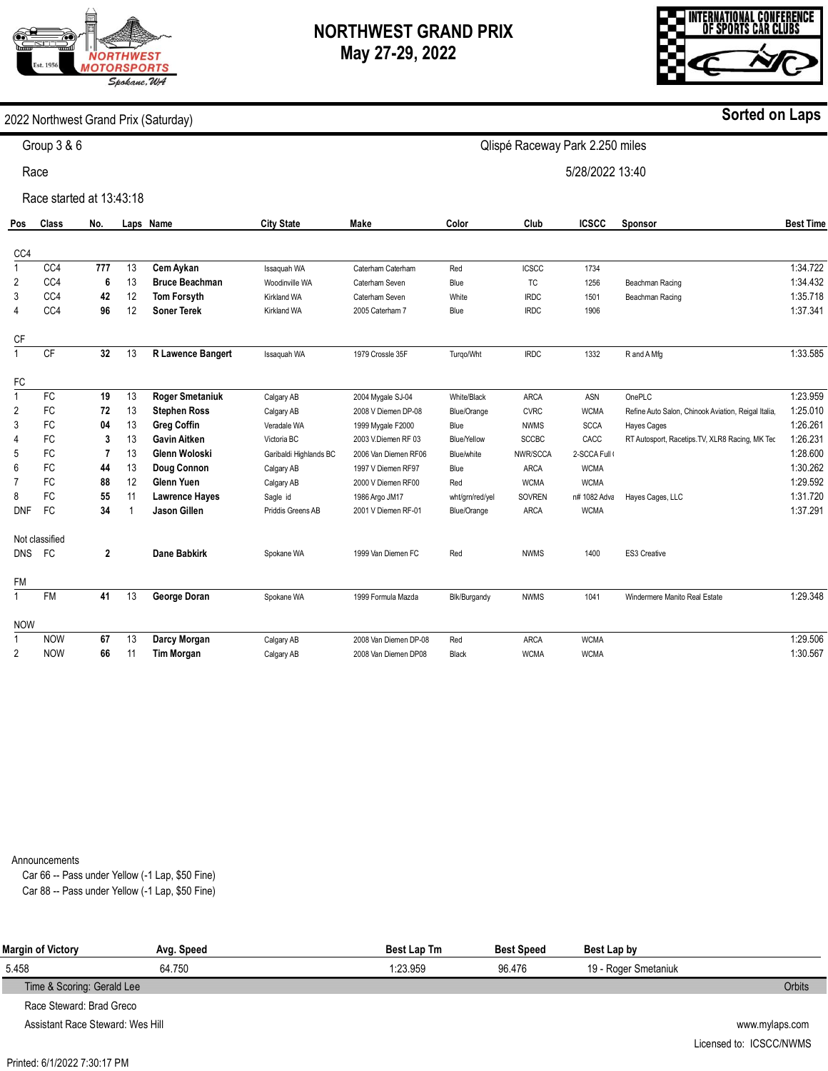# NORTHWEST GRAND PRIX
## May 27-29, 2022

2022 Northwest Grand Prix (Saturday) — **Sorted on Laps**

Group 3 & 6 — Qlispé Raceway Park 2.250 miles

Race — 5/28/2022 13:40

Race started at 13:43:18

| Pos | Class | No. | Laps | Name | City State | Make | Color | Club | ICSCC | Sponsor | Best Time |
|---|---|---|---|---|---|---|---|---|---|---|---|
| **CC4** | | | | | | | | | | | |
| 1 | CC4 | **777** | 13 | **Cem Aykan** | Issaquah WA | Caterham Caterham | Red | ICSCC | 1734 | | 1:34.722 |
| 2 | CC4 | **6** | 13 | **Bruce Beachman** | Woodinville WA | Caterham Seven | Blue | TC | 1256 | Beachman Racing | 1:34.432 |
| 3 | CC4 | **42** | 12 | **Tom Forsyth** | Kirkland WA | Caterham Seven | White | IRDC | 1501 | Beachman Racing | 1:35.718 |
| 4 | CC4 | **96** | 12 | **Soner Terek** | Kirkland WA | 2005 Caterham 7 | Blue | IRDC | 1906 | | 1:37.341 |
| **CF** | | | | | | | | | | | |
| 1 | CF | **32** | 13 | **R Lawence Bangert** | Issaquah WA | 1979 Crossle 35F | Turqo/Wht | IRDC | 1332 | R and A Mfg | 1:33.585 |
| **FC** | | | | | | | | | | | |
| 1 | FC | **19** | 13 | **Roger Smetaniuk** | Calgary AB | 2004 Mygale SJ-04 | White/Black | ARCA | ASN | OnePLC | 1:23.959 |
| 2 | FC | **72** | 13 | **Stephen Ross** | Calgary AB | 2008 V Diemen DP-08 | Blue/Orange | CVRC | WCMA | Refine Auto Salon, Chinook Aviation, Reigal Italia, | 1:25.010 |
| 3 | FC | **04** | 13 | **Greg Coffin** | Veradale WA | 1999 Mygale F2000 | Blue | NWMS | SCCA | Hayes Cages | 1:26.261 |
| 4 | FC | **3** | 13 | **Gavin Aitken** | Victoria BC | 2003 V.Diemen RF 03 | Blue/Yellow | SCCBC | CACC | RT Autosport, Racetips.TV, XLR8 Racing, MK Tec | 1:26.231 |
| 5 | FC | **7** | 13 | **Glenn Woloski** | Garibaldi Highlands BC | 2006 Van Diemen RF06 | Blue/white | NWR/SCCA | 2-SCCA Full ( | | 1:28.600 |
| 6 | FC | **44** | 13 | **Doug Connon** | Calgary AB | 1997 V Diemen RF97 | Blue | ARCA | WCMA | | 1:30.262 |
| 7 | FC | **88** | 12 | **Glenn Yuen** | Calgary AB | 2000 V Diemen RF00 | Red | WCMA | WCMA | | 1:29.592 |
| 8 | FC | **55** | 11 | **Lawrence Hayes** | Sagle id | 1986 Argo JM17 | wht/grn/red/yel | SOVREN | n# 1082 Adva | Hayes Cages, LLC | 1:31.720 |
| DNF | FC | **34** | 1 | **Jason Gillen** | Priddis Greens AB | 2001 V Diemen RF-01 | Blue/Orange | ARCA | WCMA | | 1:37.291 |
| Not classified | | | | | | | | | | | |
| DNS | FC | **2** | | **Dane Babkirk** | Spokane WA | 1999 Van Diemen FC | Red | NWMS | 1400 | ES3 Creative | |
| **FM** | | | | | | | | | | | |
| 1 | FM | **41** | 13 | **George Doran** | Spokane WA | 1999 Formula Mazda | Blk/Burgandy | NWMS | 1041 | Windermere Manito Real Estate | 1:29.348 |
| **NOW** | | | | | | | | | | | |
| 1 | NOW | **67** | 13 | **Darcy Morgan** | Calgary AB | 2008 Van Diemen DP-08 | Red | ARCA | WCMA | | 1:29.506 |
| 2 | NOW | **66** | 11 | **Tim Morgan** | Calgary AB | 2008 Van Diemen DP08 | Black | WCMA | WCMA | | 1:30.567 |

Announcements

- Car 66 -- Pass under Yellow (-1 Lap, $50 Fine)
- Car 88 -- Pass under Yellow (-1 Lap, $50 Fine)

| Margin of Victory | Avg. Speed | Best Lap Tm | Best Speed | Best Lap by |
|---|---|---|---|---|
| 5.458 | 64.750 | 1:23.959 | 96.476 | 19 - Roger Smetaniuk |

Time & Scoring: Gerald Lee — Orbits

Race Steward: Brad Greco

Assistant Race Steward: Wes Hill

www.mylaps.com

Licensed to: ICSCC/NWMS

Printed: 6/1/2022 7:30:17 PM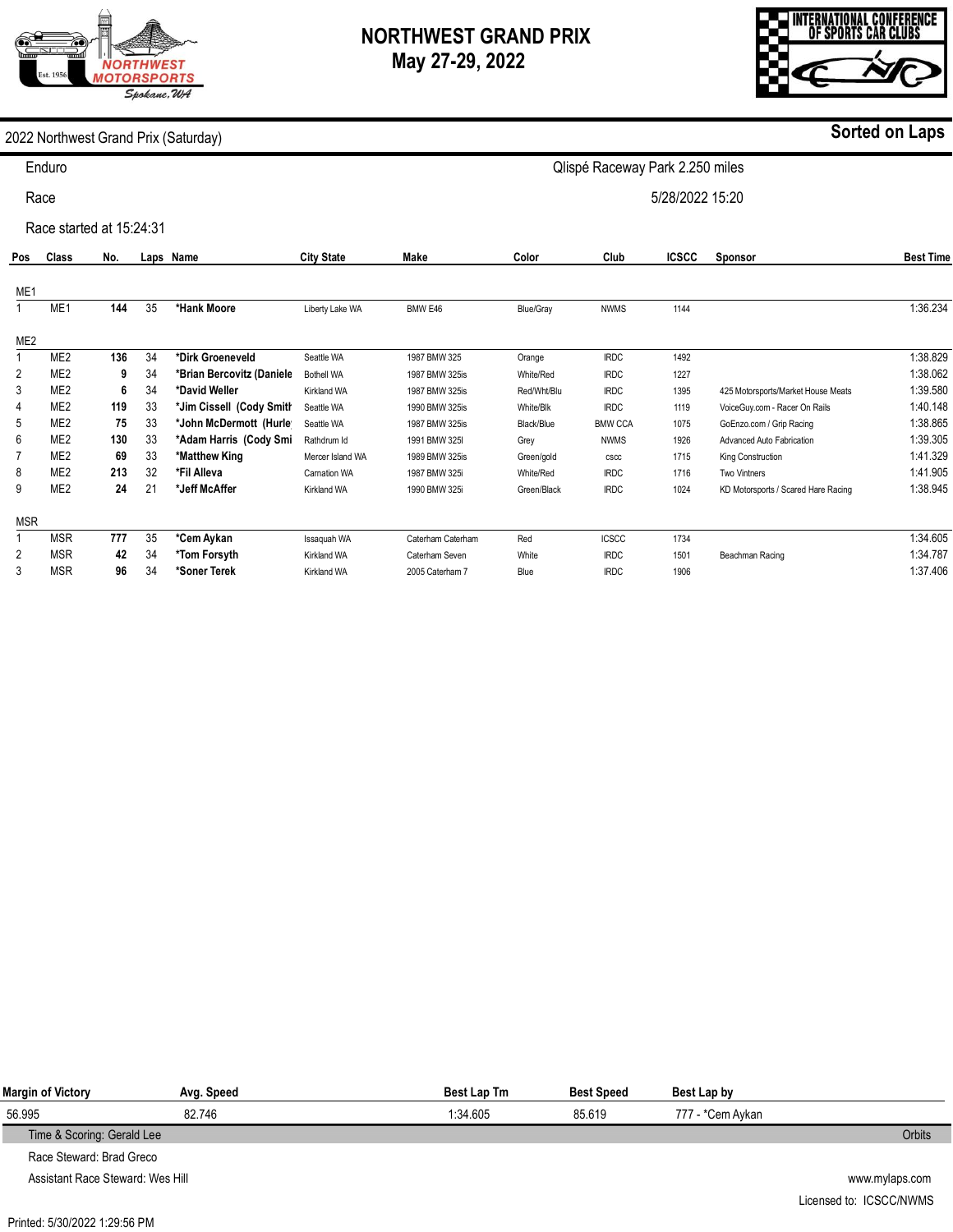# NORTHWEST GRAND PRIX
## May 27-29, 2022

NORTHWEST MOTORSPORTS Est. 1956 Spokane, WA

INTERNATIONAL CONFERENCE OF SPORTS CAR CLUBS

**2022 Northwest Grand Prix (Saturday)** — **Sorted on Laps**

Enduro — Qlispé Raceway Park 2.250 miles

Race — 5/28/2022 15:20

Race started at 15:24:31

| Pos | Class | No. | Laps | Name | City State | Make | Color | Club | ICSCC | Sponsor | Best Time |
|---|---|---|---|---|---|---|---|---|---|---|---|
| **ME1** | | | | | | | | | | | |
| 1 | ME1 | **144** | 35 | **\*Hank Moore** | Liberty Lake WA | BMW E46 | Blue/Gray | NWMS | 1144 | | 1:36.234 |
| **ME2** | | | | | | | | | | | |
| 1 | ME2 | **136** | 34 | **\*Dirk Groeneveld** | Seattle WA | 1987 BMW 325 | Orange | IRDC | 1492 | | 1:38.829 |
| 2 | ME2 | **9** | 34 | **\*Brian Bercovitz (Daniele** | Bothell WA | 1987 BMW 325is | White/Red | IRDC | 1227 | | 1:38.062 |
| 3 | ME2 | **6** | 34 | **\*David Weller** | Kirkland WA | 1987 BMW 325is | Red/Wht/Blu | IRDC | 1395 | 425 Motorsports/Market House Meats | 1:39.580 |
| 4 | ME2 | **119** | 33 | **\*Jim Cissell (Cody Smith** | Seattle WA | 1990 BMW 325is | White/Blk | IRDC | 1119 | VoiceGuy.com - Racer On Rails | 1:40.148 |
| 5 | ME2 | **75** | 33 | **\*John McDermott (Hurle** | Seattle WA | 1987 BMW 325is | Black/Blue | BMW CCA | 1075 | GoEnzo.com / Grip Racing | 1:38.865 |
| 6 | ME2 | **130** | 33 | **\*Adam Harris (Cody Smi** | Rathdrum Id | 1991 BMW 325I | Grey | NWMS | 1926 | Advanced Auto Fabrication | 1:39.305 |
| 7 | ME2 | **69** | 33 | **\*Matthew King** | Mercer Island WA | 1989 BMW 325is | Green/gold | cscc | 1715 | King Construction | 1:41.329 |
| 8 | ME2 | **213** | 32 | **\*Fil Alleva** | Carnation WA | 1987 BMW 325i | White/Red | IRDC | 1716 | Two Vintners | 1:41.905 |
| 9 | ME2 | **24** | 21 | **\*Jeff McAffer** | Kirkland WA | 1990 BMW 325i | Green/Black | IRDC | 1024 | KD Motorsports / Scared Hare Racing | 1:38.945 |
| **MSR** | | | | | | | | | | | |
| 1 | MSR | **777** | 35 | **\*Cem Aykan** | Issaquah WA | Caterham Caterham | Red | ICSCC | 1734 | | 1:34.605 |
| 2 | MSR | **42** | 34 | **\*Tom Forsyth** | Kirkland WA | Caterham Seven | White | IRDC | 1501 | Beachman Racing | 1:34.787 |
| 3 | MSR | **96** | 34 | **\*Soner Terek** | Kirkland WA | 2005 Caterham 7 | Blue | IRDC | 1906 | | 1:37.406 |

| Margin of Victory | Avg. Speed | Best Lap Tm | Best Speed | Best Lap by |
|---|---|---|---|---|
| 56.995 | 82.746 | 1:34.605 | 85.619 | 777 - \*Cem Aykan |

Time & Scoring: Gerald Lee — Orbits

Race Steward: Brad Greco

Assistant Race Steward: Wes Hill

www.mylaps.com

Licensed to: ICSCC/NWMS

Printed: 5/30/2022 1:29:56 PM